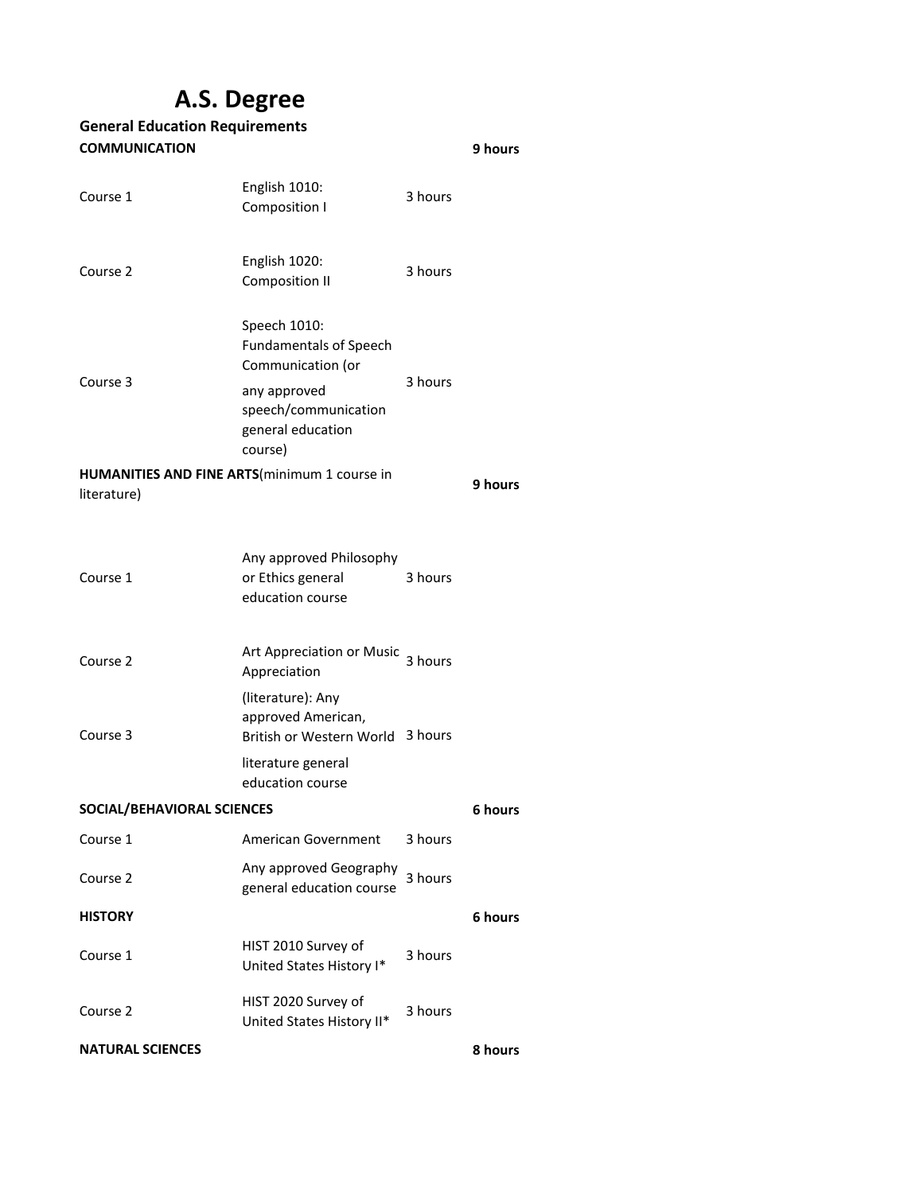# A.S. Degree

## General Education Requirements

| | | | |
|---|---|---|---|
| **COMMUNICATION** | | | **9 hours** |
| Course 1 | English 1010: Composition I | 3 hours | |
| Course 2 | English 1020: Composition II | 3 hours | |
| Course 3 | Speech 1010: Fundamentals of Speech Communication (or any approved speech/communication general education course) | 3 hours | |
| **HUMANITIES AND FINE ARTS**(minimum 1 course in literature) | | | **9 hours** |
| Course 1 | Any approved Philosophy or Ethics general education course | 3 hours | |
| Course 2 | Art Appreciation or Music Appreciation | 3 hours | |
| Course 3 | (literature): Any approved American, British or Western World literature general education course | 3 hours | |
| **SOCIAL/BEHAVIORAL SCIENCES** | | | **6 hours** |
| Course 1 | American Government | 3 hours | |
| Course 2 | Any approved Geography general education course | 3 hours | |
| **HISTORY** | | | **6 hours** |
| Course 1 | HIST 2010 Survey of United States History I* | 3 hours | |
| Course 2 | HIST 2020 Survey of United States History II* | 3 hours | |
| **NATURAL SCIENCES** | | | **8 hours** |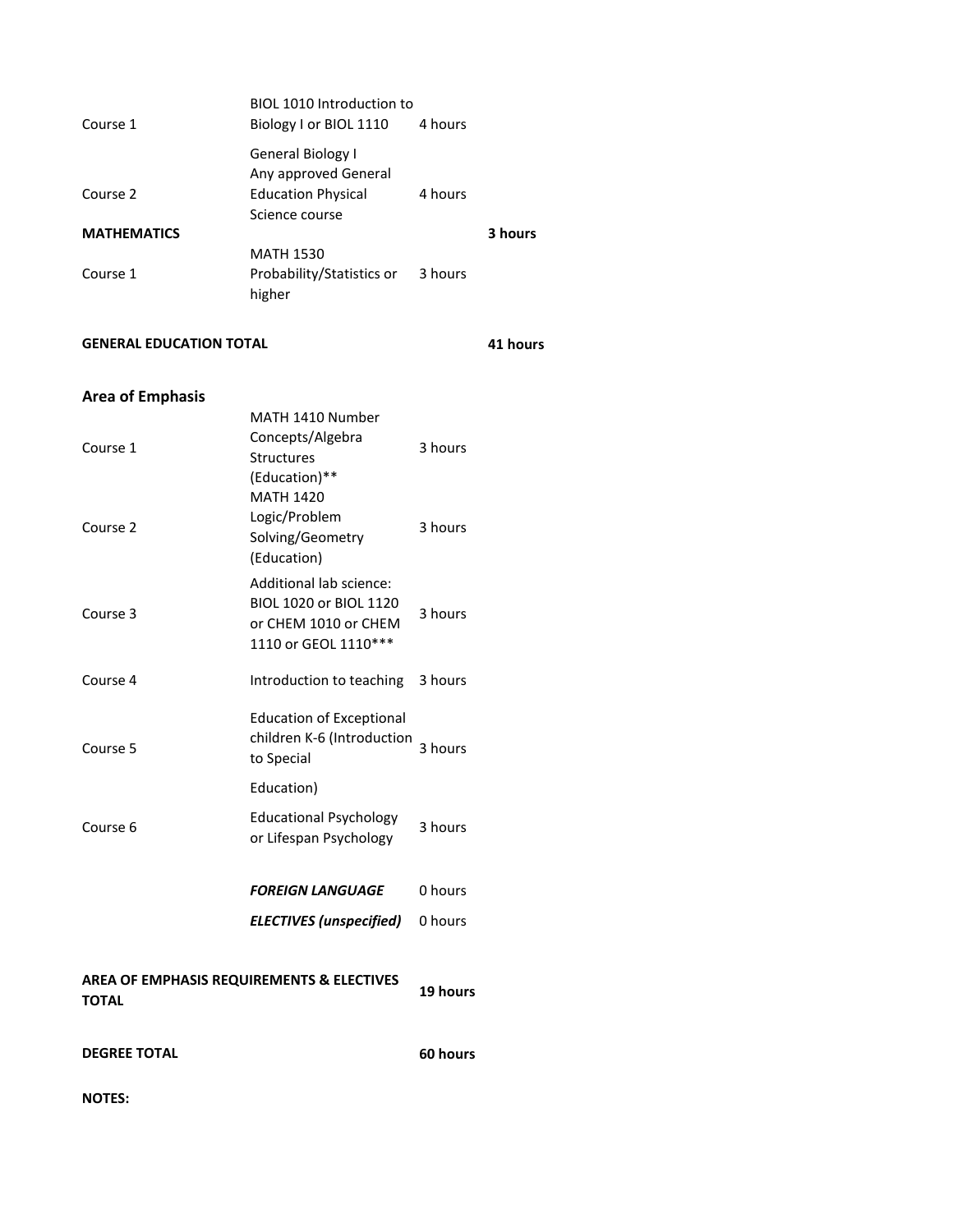| | | | |
|---|---|---|---|
| Course 1 | BIOL 1010 Introduction to Biology I or BIOL 1110 General Biology I | 4 hours | |
| Course 2 | Any approved General Education Physical Science course | 4 hours | |
| **MATHEMATICS** | | | **3 hours** |
| Course 1 | MATH 1530 Probability/Statistics or higher | 3 hours | |
| **GENERAL EDUCATION TOTAL** | | | **41 hours** |

## Area of Emphasis

| | | |
|---|---|---|
| Course 1 | MATH 1410 Number Concepts/Algebra Structures (Education)** | 3 hours |
| Course 2 | MATH 1420 Logic/Problem Solving/Geometry (Education) | 3 hours |
| Course 3 | Additional lab science: BIOL 1020 or BIOL 1120 or CHEM 1010 or CHEM 1110 or GEOL 1110*** | 3 hours |
| Course 4 | Introduction to teaching | 3 hours |
| Course 5 | Education of Exceptional children K-6 (Introduction to Special Education) | 3 hours |
| Course 6 | Educational Psychology or Lifespan Psychology | 3 hours |
| | ***FOREIGN LANGUAGE*** | 0 hours |
| | ***ELECTIVES (unspecified)*** | 0 hours |
| **AREA OF EMPHASIS REQUIREMENTS & ELECTIVES TOTAL** | | **19 hours** |
| **DEGREE TOTAL** | | **60 hours** |

**NOTES:**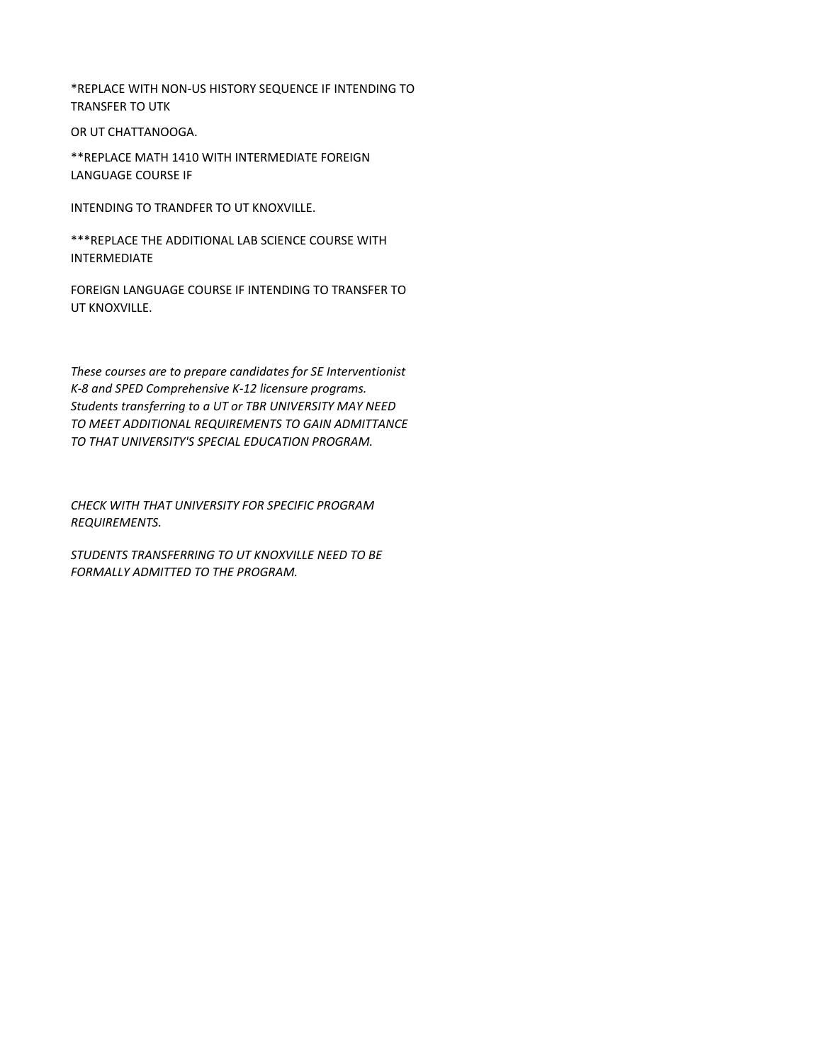*REPLACE WITH NON-US HISTORY SEQUENCE IF INTENDING TO TRANSFER TO UTK

OR UT CHATTANOOGA.

**REPLACE MATH 1410 WITH INTERMEDIATE FOREIGN LANGUAGE COURSE IF

INTENDING TO TRANDFER TO UT KNOXVILLE.

***REPLACE THE ADDITIONAL LAB SCIENCE COURSE WITH INTERMEDIATE

FOREIGN LANGUAGE COURSE IF INTENDING TO TRANSFER TO UT KNOXVILLE.

*These courses are to prepare candidates for SE Interventionist K-8 and SPED Comprehensive K-12 licensure programs. Students transferring to a UT or TBR UNIVERSITY MAY NEED TO MEET ADDITIONAL REQUIREMENTS TO GAIN ADMITTANCE TO THAT UNIVERSITY'S SPECIAL EDUCATION PROGRAM.*

*CHECK WITH THAT UNIVERSITY FOR SPECIFIC PROGRAM REQUIREMENTS.*

*STUDENTS TRANSFERRING TO UT KNOXVILLE NEED TO BE FORMALLY ADMITTED TO THE PROGRAM.*